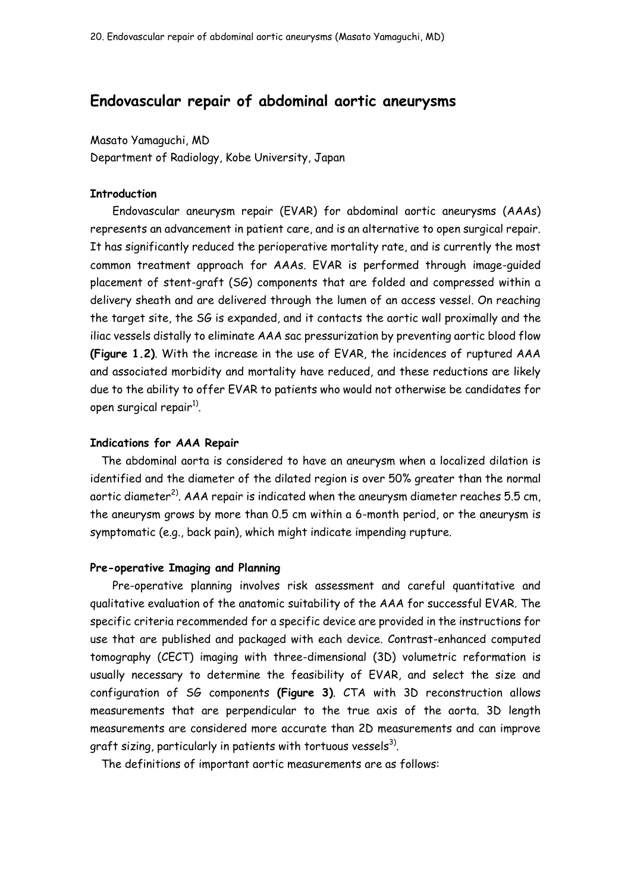# Endovascular repair of abdominal aortic aneurysms

Masato Yamaguchi, MD

Department of Radiology, Kobe University, Japan

### Introduction

Endovascular aneurysm repair (EVAR) for abdominal aortic aneurysms (AAAs) represents an advancement in patient care, and is an alternative to open surgical repair. It has significantly reduced the perioperative mortality rate, and is currently the most common treatment approach for AAAs. EVAR is performed through image-guided placement of stent-graft (SG) components that are folded and compressed within a delivery sheath and are delivered through the lumen of an access vessel. On reaching the target site, the SG is expanded, and it contacts the aortic wall proximally and the iliac vessels distally to eliminate AAA sac pressurization by preventing aortic blood flow **(Figure 1.2)**. With the increase in the use of EVAR, the incidences of ruptured AAA and associated morbidity and mortality have reduced, and these reductions are likely due to the ability to offer EVAR to patients who would not otherwise be candidates for open surgical repair[1].

### Indications for AAA Repair

The abdominal aorta is considered to have an aneurysm when a localized dilation is identified and the diameter of the dilated region is over 50% greater than the normal aortic diameter[2]. AAA repair is indicated when the aneurysm diameter reaches 5.5 cm, the aneurysm grows by more than 0.5 cm within a 6-month period, or the aneurysm is symptomatic (e.g., back pain), which might indicate impending rupture.

### Pre-operative Imaging and Planning

Pre-operative planning involves risk assessment and careful quantitative and qualitative evaluation of the anatomic suitability of the AAA for successful EVAR. The specific criteria recommended for a specific device are provided in the instructions for use that are published and packaged with each device. Contrast-enhanced computed tomography (CECT) imaging with three-dimensional (3D) volumetric reformation is usually necessary to determine the feasibility of EVAR, and select the size and configuration of SG components **(Figure 3)**. CTA with 3D reconstruction allows measurements that are perpendicular to the true axis of the aorta. 3D length measurements are considered more accurate than 2D measurements and can improve graft sizing, particularly in patients with tortuous vessels[3].

The definitions of important aortic measurements are as follows: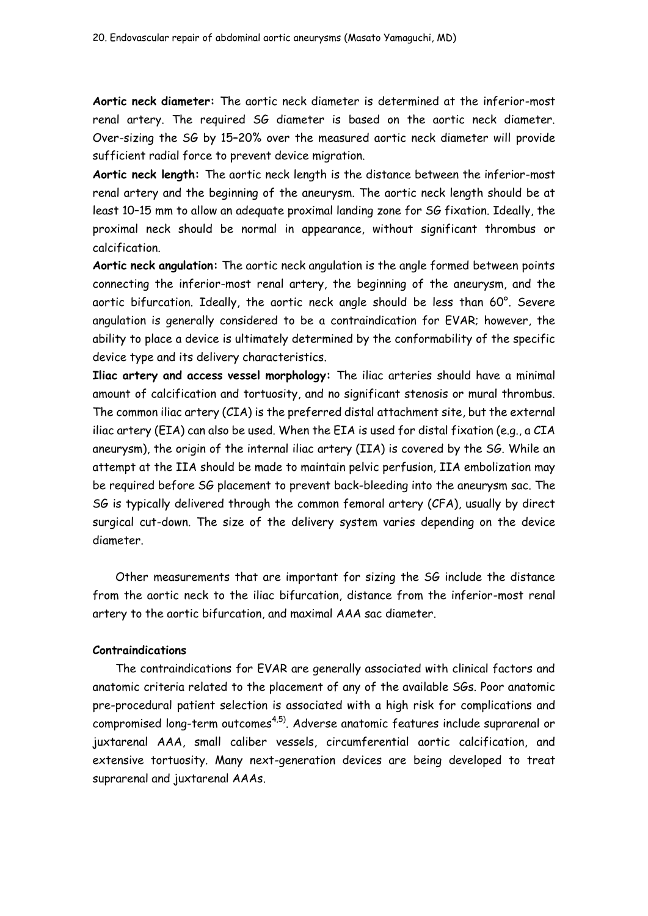**Aortic neck diameter:** The aortic neck diameter is determined at the inferior-most renal artery. The required SG diameter is based on the aortic neck diameter. Over-sizing the SG by 15–20% over the measured aortic neck diameter will provide sufficient radial force to prevent device migration.

**Aortic neck length:** The aortic neck length is the distance between the inferior-most renal artery and the beginning of the aneurysm. The aortic neck length should be at least 10–15 mm to allow an adequate proximal landing zone for SG fixation. Ideally, the proximal neck should be normal in appearance, without significant thrombus or calcification.

**Aortic neck angulation:** The aortic neck angulation is the angle formed between points connecting the inferior-most renal artery, the beginning of the aneurysm, and the aortic bifurcation. Ideally, the aortic neck angle should be less than 60°. Severe angulation is generally considered to be a contraindication for EVAR; however, the ability to place a device is ultimately determined by the conformability of the specific device type and its delivery characteristics.

**Iliac artery and access vessel morphology:** The iliac arteries should have a minimal amount of calcification and tortuosity, and no significant stenosis or mural thrombus. The common iliac artery (CIA) is the preferred distal attachment site, but the external iliac artery (EIA) can also be used. When the EIA is used for distal fixation (e.g., a CIA aneurysm), the origin of the internal iliac artery (IIA) is covered by the SG. While an attempt at the IIA should be made to maintain pelvic perfusion, IIA embolization may be required before SG placement to prevent back-bleeding into the aneurysm sac. The SG is typically delivered through the common femoral artery (CFA), usually by direct surgical cut-down. The size of the delivery system varies depending on the device diameter.

Other measurements that are important for sizing the SG include the distance from the aortic neck to the iliac bifurcation, distance from the inferior-most renal artery to the aortic bifurcation, and maximal AAA sac diameter.

**Contraindications**

The contraindications for EVAR are generally associated with clinical factors and anatomic criteria related to the placement of any of the available SGs. Poor anatomic pre-procedural patient selection is associated with a high risk for complications and compromised long-term outcomes[4,5]. Adverse anatomic features include suprarenal or juxtarenal AAA, small caliber vessels, circumferential aortic calcification, and extensive tortuosity. Many next-generation devices are being developed to treat suprarenal and juxtarenal AAAs.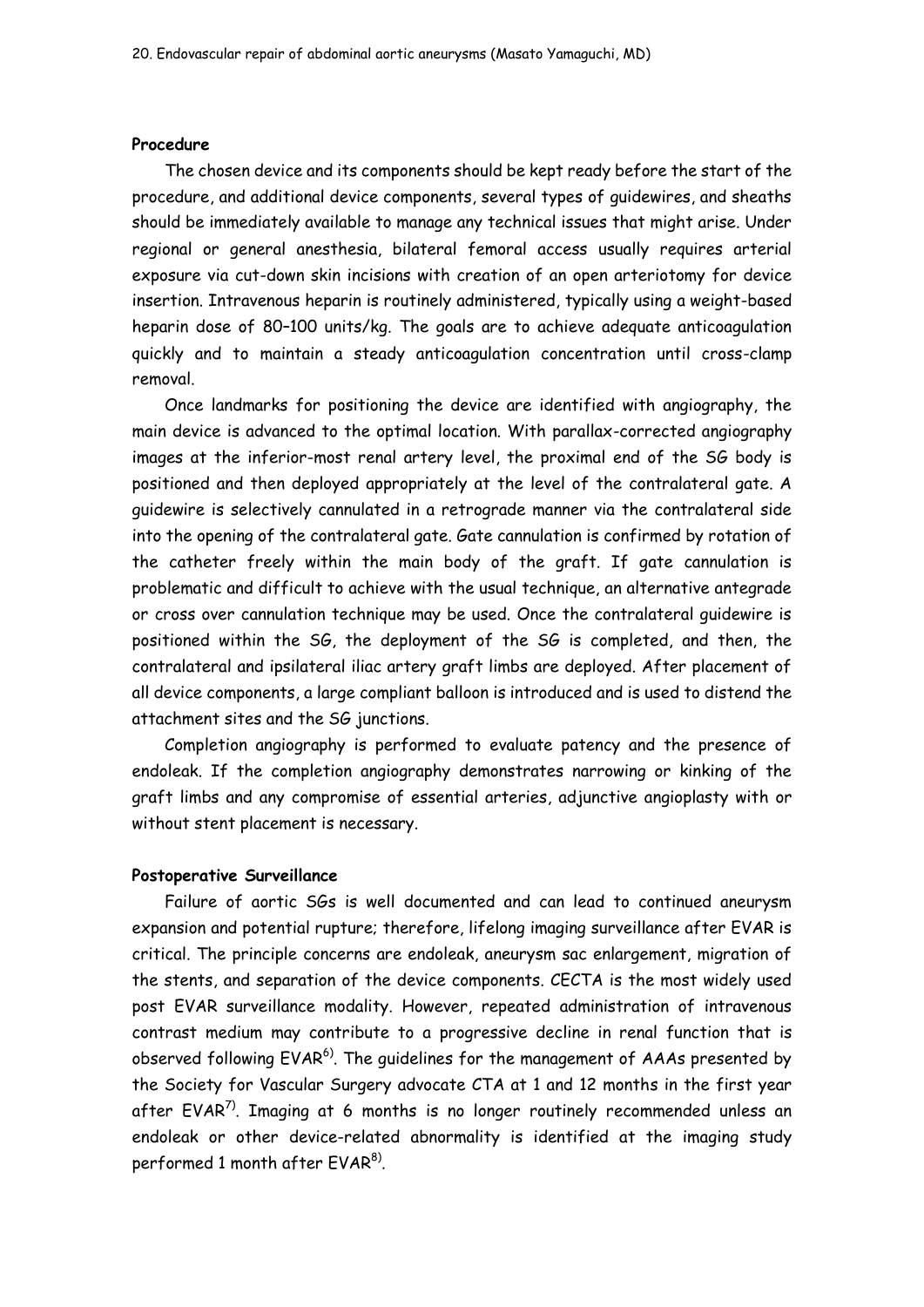### Procedure

The chosen device and its components should be kept ready before the start of the procedure, and additional device components, several types of guidewires, and sheaths should be immediately available to manage any technical issues that might arise. Under regional or general anesthesia, bilateral femoral access usually requires arterial exposure via cut-down skin incisions with creation of an open arteriotomy for device insertion. Intravenous heparin is routinely administered, typically using a weight-based heparin dose of 80–100 units/kg. The goals are to achieve adequate anticoagulation quickly and to maintain a steady anticoagulation concentration until cross-clamp removal.

Once landmarks for positioning the device are identified with angiography, the main device is advanced to the optimal location. With parallax-corrected angiography images at the inferior-most renal artery level, the proximal end of the SG body is positioned and then deployed appropriately at the level of the contralateral gate. A guidewire is selectively cannulated in a retrograde manner via the contralateral side into the opening of the contralateral gate. Gate cannulation is confirmed by rotation of the catheter freely within the main body of the graft. If gate cannulation is problematic and difficult to achieve with the usual technique, an alternative antegrade or cross over cannulation technique may be used. Once the contralateral guidewire is positioned within the SG, the deployment of the SG is completed, and then, the contralateral and ipsilateral iliac artery graft limbs are deployed. After placement of all device components, a large compliant balloon is introduced and is used to distend the attachment sites and the SG junctions.

Completion angiography is performed to evaluate patency and the presence of endoleak. If the completion angiography demonstrates narrowing or kinking of the graft limbs and any compromise of essential arteries, adjunctive angioplasty with or without stent placement is necessary.

### Postoperative Surveillance

Failure of aortic SGs is well documented and can lead to continued aneurysm expansion and potential rupture; therefore, lifelong imaging surveillance after EVAR is critical. The principle concerns are endoleak, aneurysm sac enlargement, migration of the stents, and separation of the device components. CECTA is the most widely used post EVAR surveillance modality. However, repeated administration of intravenous contrast medium may contribute to a progressive decline in renal function that is observed following EVAR[6]. The guidelines for the management of AAAs presented by the Society for Vascular Surgery advocate CTA at 1 and 12 months in the first year after EVAR[7]. Imaging at 6 months is no longer routinely recommended unless an endoleak or other device-related abnormality is identified at the imaging study performed 1 month after EVAR[8].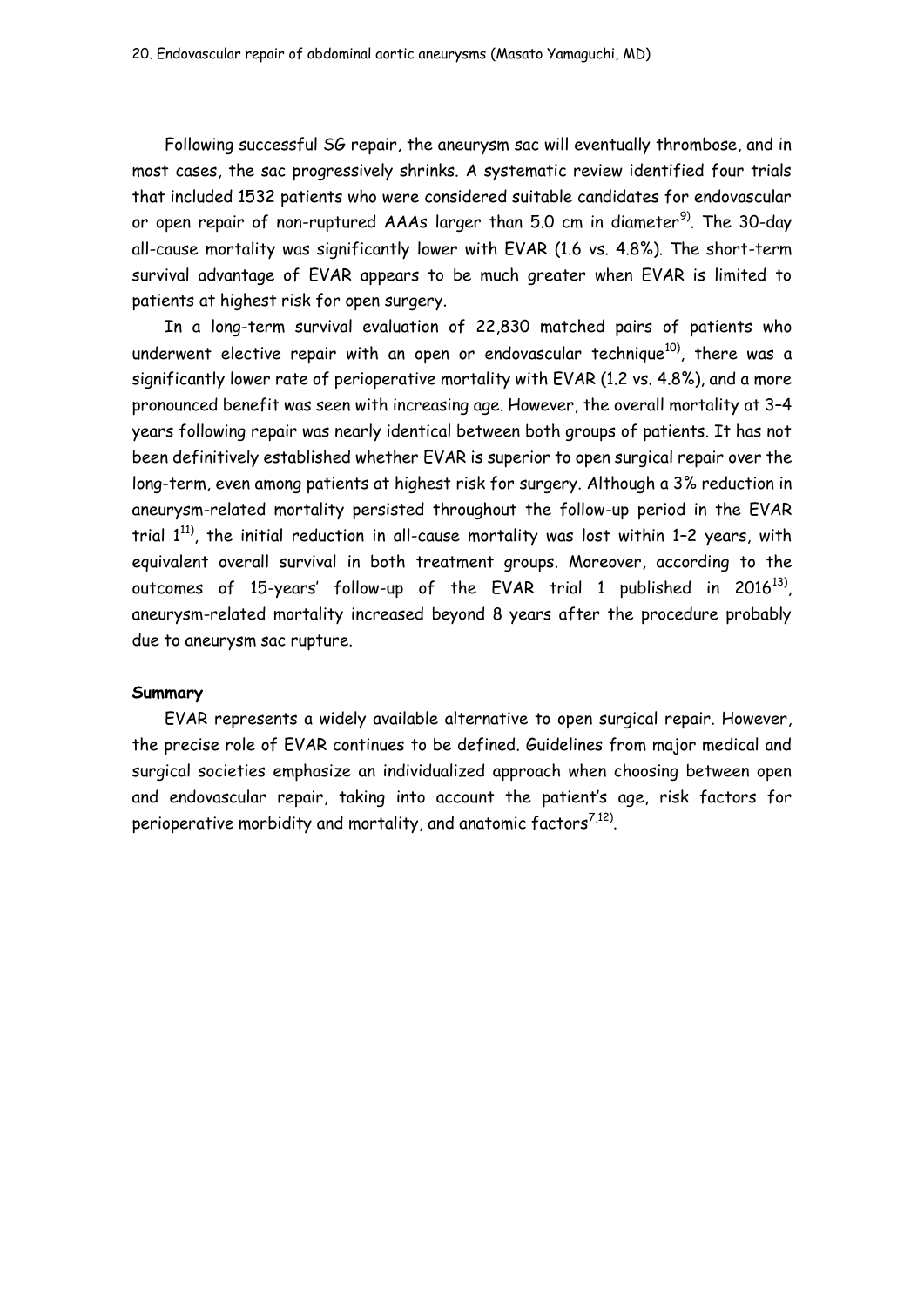Following successful SG repair, the aneurysm sac will eventually thrombose, and in most cases, the sac progressively shrinks. A systematic review identified four trials that included 1532 patients who were considered suitable candidates for endovascular or open repair of non-ruptured AAAs larger than 5.0 cm in diameter[9]. The 30-day all-cause mortality was significantly lower with EVAR (1.6 vs. 4.8%). The short-term survival advantage of EVAR appears to be much greater when EVAR is limited to patients at highest risk for open surgery.

In a long-term survival evaluation of 22,830 matched pairs of patients who underwent elective repair with an open or endovascular technique[10], there was a significantly lower rate of perioperative mortality with EVAR (1.2 vs. 4.8%), and a more pronounced benefit was seen with increasing age. However, the overall mortality at 3–4 years following repair was nearly identical between both groups of patients. It has not been definitively established whether EVAR is superior to open surgical repair over the long-term, even among patients at highest risk for surgery. Although a 3% reduction in aneurysm-related mortality persisted throughout the follow-up period in the EVAR trial 1[11], the initial reduction in all-cause mortality was lost within 1–2 years, with equivalent overall survival in both treatment groups. Moreover, according to the outcomes of 15-years' follow-up of the EVAR trial 1 published in 2016[13], aneurysm-related mortality increased beyond 8 years after the procedure probably due to aneurysm sac rupture.

**Summary**

EVAR represents a widely available alternative to open surgical repair. However, the precise role of EVAR continues to be defined. Guidelines from major medical and surgical societies emphasize an individualized approach when choosing between open and endovascular repair, taking into account the patient's age, risk factors for perioperative morbidity and mortality, and anatomic factors[7,12].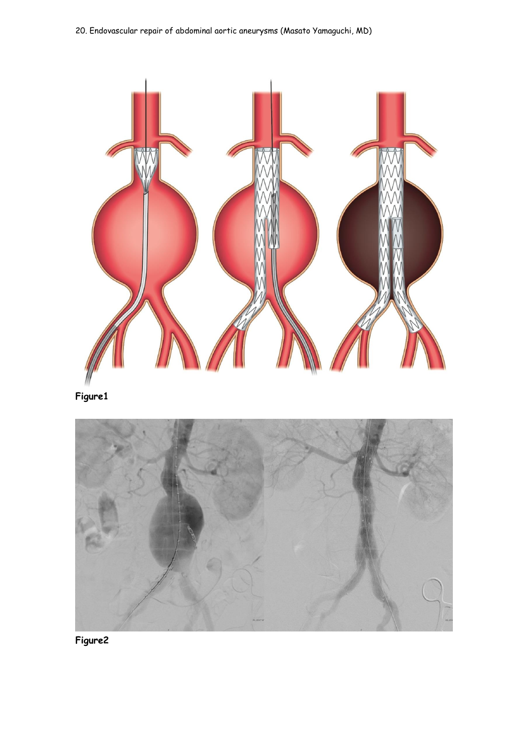20. Endovascular repair of abdominal aortic aneurysms (Masato Yamaguchi, MD)

**Figure1**

**Figure2**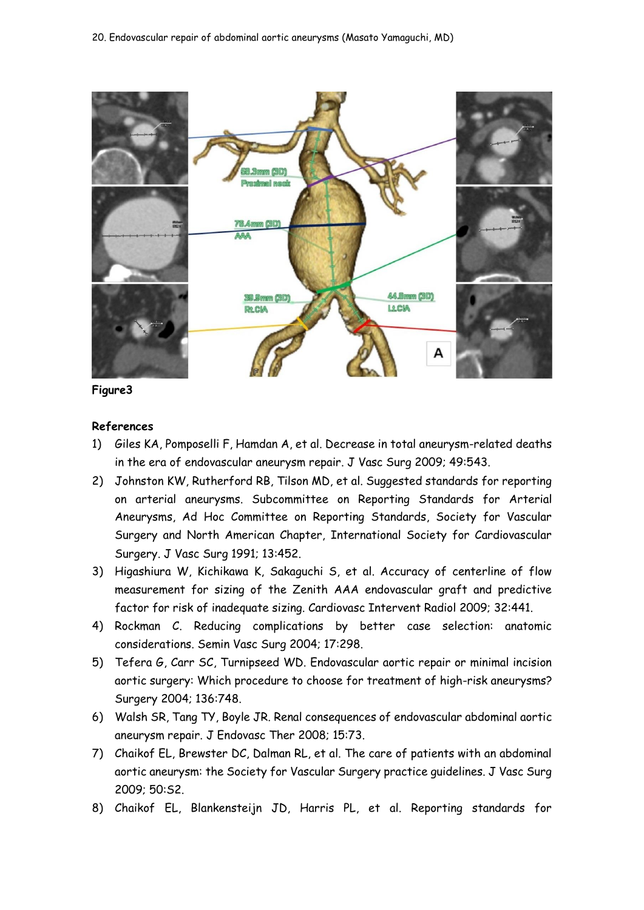**Figure3**

**References**

1) Giles KA, Pomposelli F, Hamdan A, et al. Decrease in total aneurysm-related deaths in the era of endovascular aneurysm repair. J Vasc Surg 2009; 49:543.
2) Johnston KW, Rutherford RB, Tilson MD, et al. Suggested standards for reporting on arterial aneurysms. Subcommittee on Reporting Standards for Arterial Aneurysms, Ad Hoc Committee on Reporting Standards, Society for Vascular Surgery and North American Chapter, International Society for Cardiovascular Surgery. J Vasc Surg 1991; 13:452.
3) Higashiura W, Kichikawa K, Sakaguchi S, et al. Accuracy of centerline of flow measurement for sizing of the Zenith AAA endovascular graft and predictive factor for risk of inadequate sizing. Cardiovasc Intervent Radiol 2009; 32:441.
4) Rockman C. Reducing complications by better case selection: anatomic considerations. Semin Vasc Surg 2004; 17:298.
5) Tefera G, Carr SC, Turnipseed WD. Endovascular aortic repair or minimal incision aortic surgery: Which procedure to choose for treatment of high-risk aneurysms? Surgery 2004; 136:748.
6) Walsh SR, Tang TY, Boyle JR. Renal consequences of endovascular abdominal aortic aneurysm repair. J Endovasc Ther 2008; 15:73.
7) Chaikof EL, Brewster DC, Dalman RL, et al. The care of patients with an abdominal aortic aneurysm: the Society for Vascular Surgery practice guidelines. J Vasc Surg 2009; 50:S2.
8) Chaikof EL, Blankensteijn JD, Harris PL, et al. Reporting standards for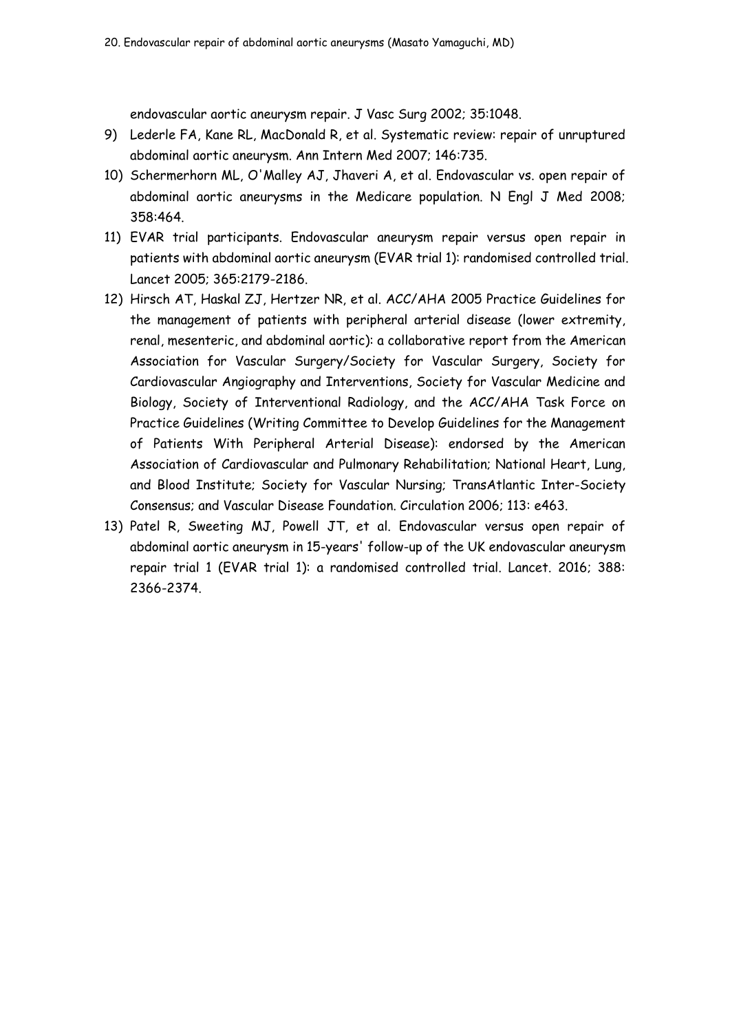endovascular aortic aneurysm repair. J Vasc Surg 2002; 35:1048.

9) Lederle FA, Kane RL, MacDonald R, et al. Systematic review: repair of unruptured abdominal aortic aneurysm. Ann Intern Med 2007; 146:735.
10) Schermerhorn ML, O'Malley AJ, Jhaveri A, et al. Endovascular vs. open repair of abdominal aortic aneurysms in the Medicare population. N Engl J Med 2008; 358:464.
11) EVAR trial participants. Endovascular aneurysm repair versus open repair in patients with abdominal aortic aneurysm (EVAR trial 1): randomised controlled trial. Lancet 2005; 365:2179-2186.
12) Hirsch AT, Haskal ZJ, Hertzer NR, et al. ACC/AHA 2005 Practice Guidelines for the management of patients with peripheral arterial disease (lower extremity, renal, mesenteric, and abdominal aortic): a collaborative report from the American Association for Vascular Surgery/Society for Vascular Surgery, Society for Cardiovascular Angiography and Interventions, Society for Vascular Medicine and Biology, Society of Interventional Radiology, and the ACC/AHA Task Force on Practice Guidelines (Writing Committee to Develop Guidelines for the Management of Patients With Peripheral Arterial Disease): endorsed by the American Association of Cardiovascular and Pulmonary Rehabilitation; National Heart, Lung, and Blood Institute; Society for Vascular Nursing; TransAtlantic Inter-Society Consensus; and Vascular Disease Foundation. Circulation 2006; 113: e463.
13) Patel R, Sweeting MJ, Powell JT, et al. Endovascular versus open repair of abdominal aortic aneurysm in 15-years' follow-up of the UK endovascular aneurysm repair trial 1 (EVAR trial 1): a randomised controlled trial. Lancet. 2016; 388: 2366-2374.